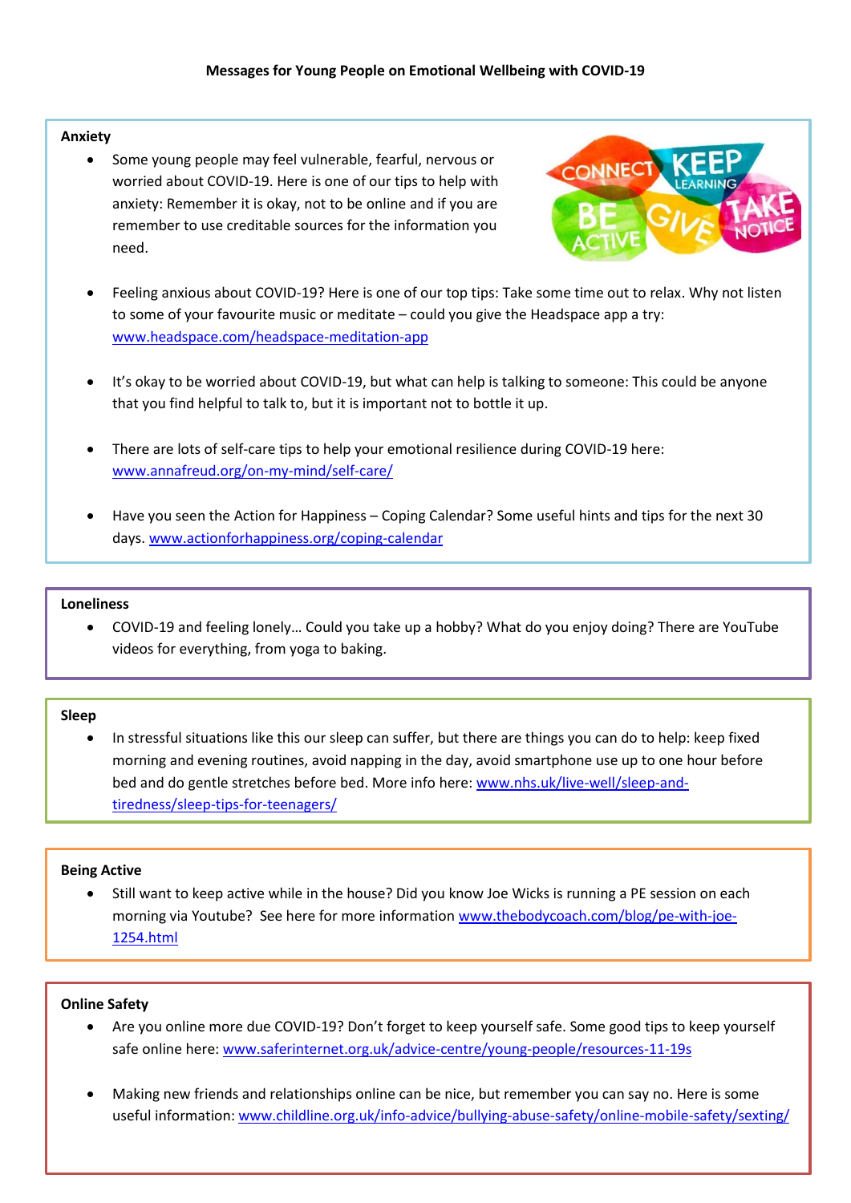**Messages for Young People on Emotional Wellbeing with COVID-19**

**Anxiety**

- Some young people may feel vulnerable, fearful, nervous or worried about COVID-19. Here is one of our tips to help with anxiety: Remember it is okay, not to be online and if you are remember to use creditable sources for the information you need.

- Feeling anxious about COVID-19? Here is one of our top tips: Take some time out to relax. Why not listen to some of your favourite music or meditate – could you give the Headspace app a try: www.headspace.com/headspace-meditation-app

- It's okay to be worried about COVID-19, but what can help is talking to someone: This could be anyone that you find helpful to talk to, but it is important not to bottle it up.

- There are lots of self-care tips to help your emotional resilience during COVID-19 here: www.annafreud.org/on-my-mind/self-care/

- Have you seen the Action for Happiness – Coping Calendar? Some useful hints and tips for the next 30 days. www.actionforhappiness.org/coping-calendar

**Loneliness**

- COVID-19 and feeling lonely… Could you take up a hobby? What do you enjoy doing? There are YouTube videos for everything, from yoga to baking.

**Sleep**

- In stressful situations like this our sleep can suffer, but there are things you can do to help: keep fixed morning and evening routines, avoid napping in the day, avoid smartphone use up to one hour before bed and do gentle stretches before bed. More info here: www.nhs.uk/live-well/sleep-and-tiredness/sleep-tips-for-teenagers/

**Being Active**

- Still want to keep active while in the house? Did you know Joe Wicks is running a PE session on each morning via Youtube? See here for more information www.thebodycoach.com/blog/pe-with-joe-1254.html

**Online Safety**

- Are you online more due COVID-19? Don't forget to keep yourself safe. Some good tips to keep yourself safe online here: www.saferinternet.org.uk/advice-centre/young-people/resources-11-19s

- Making new friends and relationships online can be nice, but remember you can say no. Here is some useful information: www.childline.org.uk/info-advice/bullying-abuse-safety/online-mobile-safety/sexting/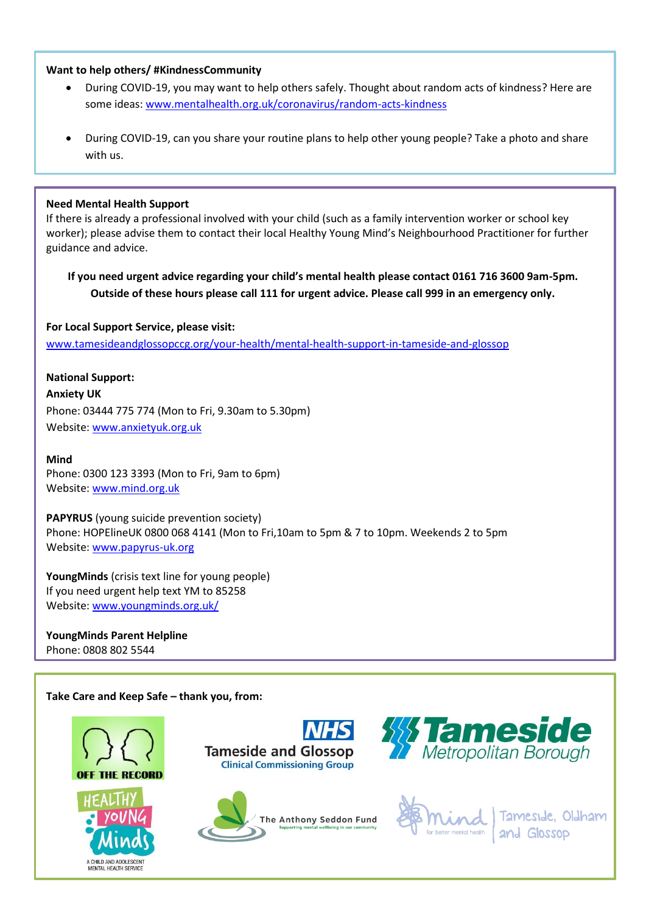**Want to help others/ #KindnessCommunity**

- During COVID-19, you may want to help others safely. Thought about random acts of kindness? Here are some ideas: www.mentalhealth.org.uk/coronavirus/random-acts-kindness
- During COVID-19, can you share your routine plans to help other young people? Take a photo and share with us.

**Need Mental Health Support**

If there is already a professional involved with your child (such as a family intervention worker or school key worker); please advise them to contact their local Healthy Young Mind's Neighbourhood Practitioner for further guidance and advice.

**If you need urgent advice regarding your child's mental health please contact 0161 716 3600 9am-5pm. Outside of these hours please call 111 for urgent advice. Please call 999 in an emergency only.**

**For Local Support Service, please visit:**
www.tamesideandglossopccg.org/your-health/mental-health-support-in-tameside-and-glossop

**National Support:**

**Anxiety UK**
Phone: 03444 775 774 (Mon to Fri, 9.30am to 5.30pm)
Website: www.anxietyuk.org.uk

**Mind**
Phone: 0300 123 3393 (Mon to Fri, 9am to 6pm)
Website: www.mind.org.uk

**PAPYRUS** (young suicide prevention society)
Phone: HOPElineUK 0800 068 4141 (Mon to Fri,10am to 5pm & 7 to 10pm. Weekends 2 to 5pm
Website: www.papyrus-uk.org

**YoungMinds** (crisis text line for young people)
If you need urgent help text YM to 85258
Website: www.youngminds.org.uk/

**YoungMinds Parent Helpline**
Phone: 0808 802 5544

**Take Care and Keep Safe – thank you, from:**

OFF THE RECORD

NHS Tameside and Glossop Clinical Commissioning Group

Tameside Metropolitan Borough

HEALTHY YOUNG Minds – A CHILD AND ADOLESCENT MENTAL HEALTH SERVICE

The Anthony Seddon Fund – Supporting mental wellbeing in our community

mind for better mental health – Tameside, Oldham and Glossop